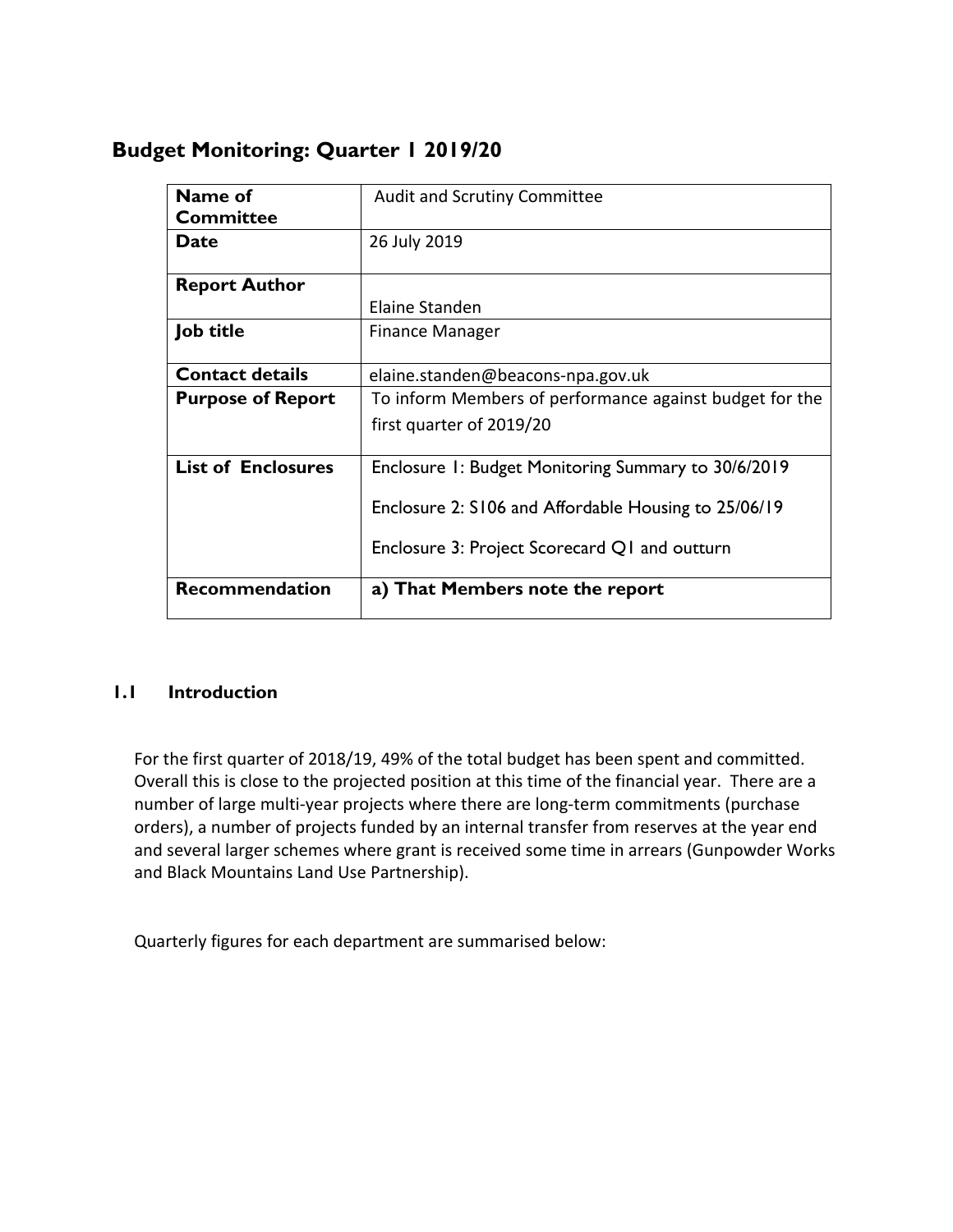# Budget Monitoring: Quarter 1 2019/20

| Name of Committee | Audit and Scrutiny Committee |
|---|---|
| Date | 26 July 2019 |
| Report Author | Elaine Standen |
| Job title | Finance Manager |
| Contact details | elaine.standen@beacons-npa.gov.uk |
| Purpose of Report | To inform Members of performance against budget for the first quarter of 2019/20 |
| List of Enclosures | Enclosure 1: Budget Monitoring Summary to 30/6/2019<br><br>Enclosure 2: S106 and Affordable Housing to 25/06/19<br><br>Enclosure 3: Project Scorecard Q1 and outturn |
| Recommendation | **a) That Members note the report** |

## 1.1 Introduction

For the first quarter of 2018/19, 49% of the total budget has been spent and committed. Overall this is close to the projected position at this time of the financial year. There are a number of large multi-year projects where there are long-term commitments (purchase orders), a number of projects funded by an internal transfer from reserves at the year end and several larger schemes where grant is received some time in arrears (Gunpowder Works and Black Mountains Land Use Partnership).

Quarterly figures for each department are summarised below: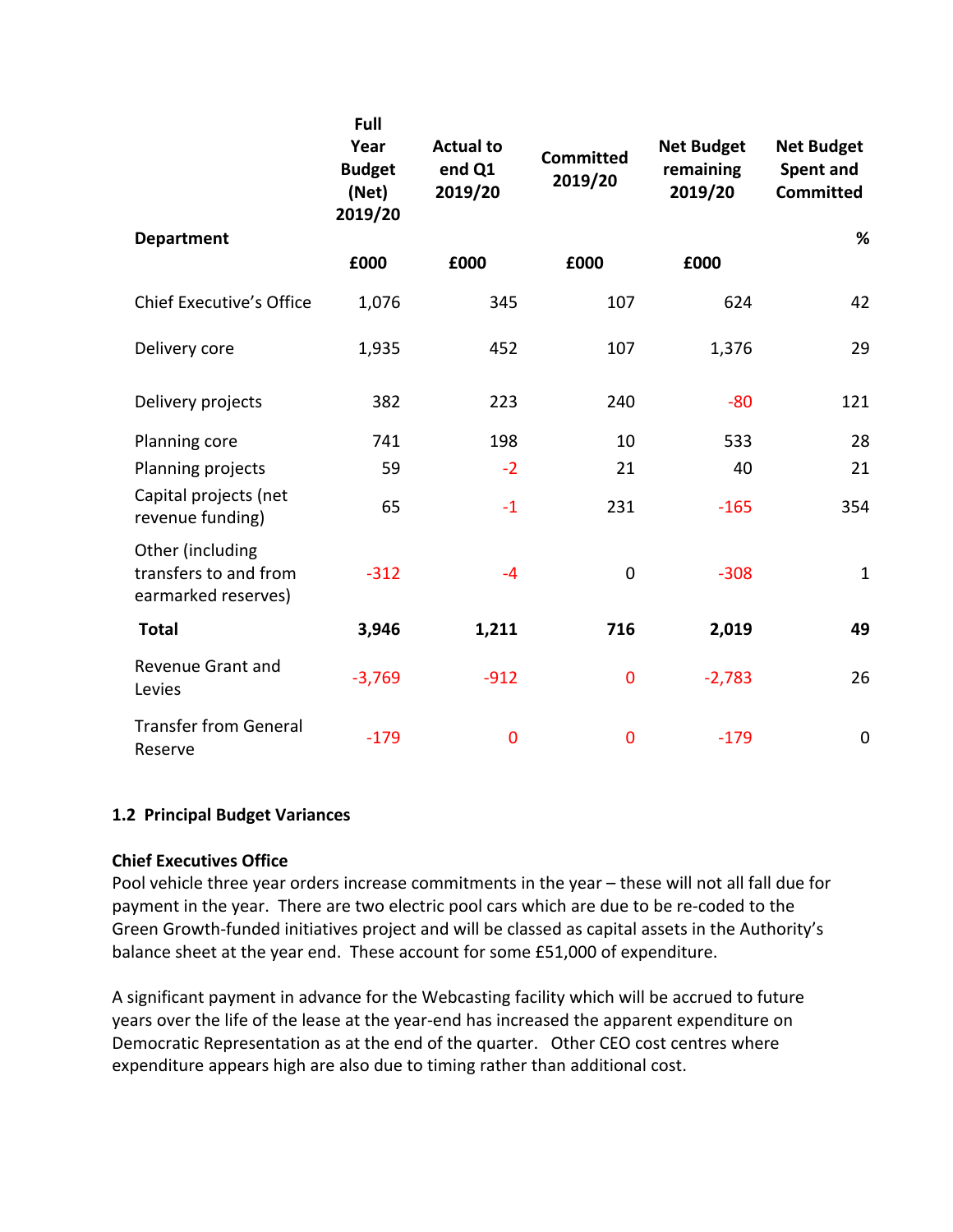| Department | Full Year Budget (Net) 2019/20 | Actual to end Q1 2019/20 | Committed 2019/20 | Net Budget remaining 2019/20 | Net Budget Spent and Committed |
|---|---|---|---|---|---|
| | £000 | £000 | £000 | £000 | % |
| Chief Executive's Office | 1,076 | 345 | 107 | 624 | 42 |
| Delivery core | 1,935 | 452 | 107 | 1,376 | 29 |
| Delivery projects | 382 | 223 | 240 | -80 | 121 |
| Planning core | 741 | 198 | 10 | 533 | 28 |
| Planning projects | 59 | -2 | 21 | 40 | 21 |
| Capital projects (net revenue funding) | 65 | -1 | 231 | -165 | 354 |
| Other (including transfers to and from earmarked reserves) | -312 | -4 | 0 | -308 | 1 |
| **Total** | **3,946** | **1,211** | **716** | **2,019** | **49** |
| Revenue Grant and Levies | -3,769 | -912 | 0 | -2,783 | 26 |
| Transfer from General Reserve | -179 | 0 | 0 | -179 | 0 |

### 1.2 Principal Budget Variances

**Chief Executives Office**

Pool vehicle three year orders increase commitments in the year – these will not all fall due for payment in the year. There are two electric pool cars which are due to be re-coded to the Green Growth-funded initiatives project and will be classed as capital assets in the Authority's balance sheet at the year end. These account for some £51,000 of expenditure.

A significant payment in advance for the Webcasting facility which will be accrued to future years over the life of the lease at the year-end has increased the apparent expenditure on Democratic Representation as at the end of the quarter. Other CEO cost centres where expenditure appears high are also due to timing rather than additional cost.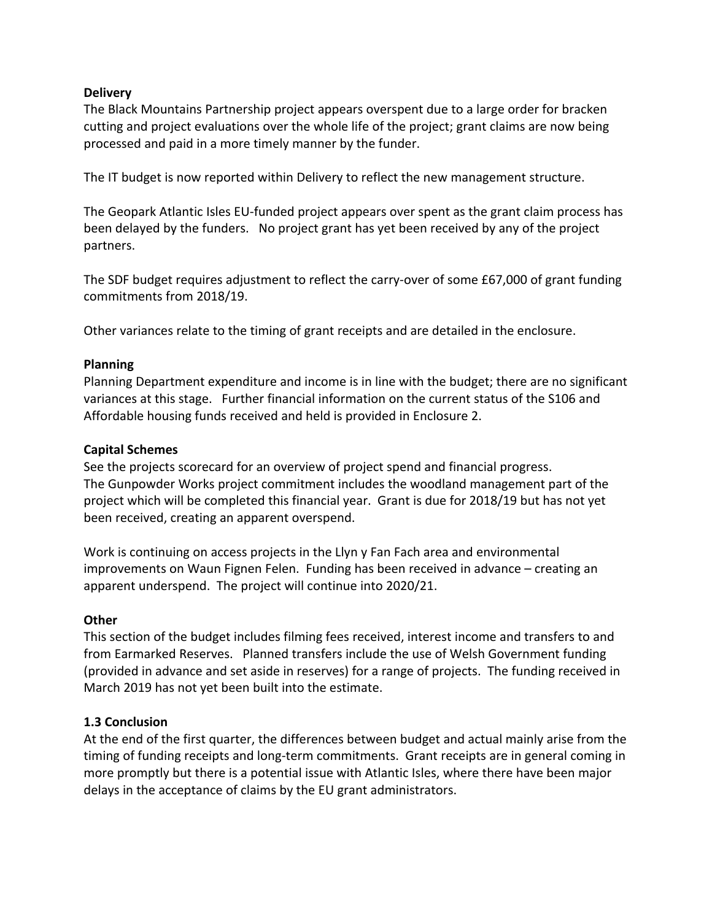**Delivery**

The Black Mountains Partnership project appears overspent due to a large order for bracken cutting and project evaluations over the whole life of the project; grant claims are now being processed and paid in a more timely manner by the funder.

The IT budget is now reported within Delivery to reflect the new management structure.

The Geopark Atlantic Isles EU-funded project appears over spent as the grant claim process has been delayed by the funders. No project grant has yet been received by any of the project partners.

The SDF budget requires adjustment to reflect the carry-over of some £67,000 of grant funding commitments from 2018/19.

Other variances relate to the timing of grant receipts and are detailed in the enclosure.

**Planning**

Planning Department expenditure and income is in line with the budget; there are no significant variances at this stage. Further financial information on the current status of the S106 and Affordable housing funds received and held is provided in Enclosure 2.

**Capital Schemes**

See the projects scorecard for an overview of project spend and financial progress.
The Gunpowder Works project commitment includes the woodland management part of the project which will be completed this financial year. Grant is due for 2018/19 but has not yet been received, creating an apparent overspend.

Work is continuing on access projects in the Llyn y Fan Fach area and environmental improvements on Waun Fignen Felen. Funding has been received in advance – creating an apparent underspend. The project will continue into 2020/21.

**Other**

This section of the budget includes filming fees received, interest income and transfers to and from Earmarked Reserves. Planned transfers include the use of Welsh Government funding (provided in advance and set aside in reserves) for a range of projects. The funding received in March 2019 has not yet been built into the estimate.

**1.3 Conclusion**

At the end of the first quarter, the differences between budget and actual mainly arise from the timing of funding receipts and long-term commitments. Grant receipts are in general coming in more promptly but there is a potential issue with Atlantic Isles, where there have been major delays in the acceptance of claims by the EU grant administrators.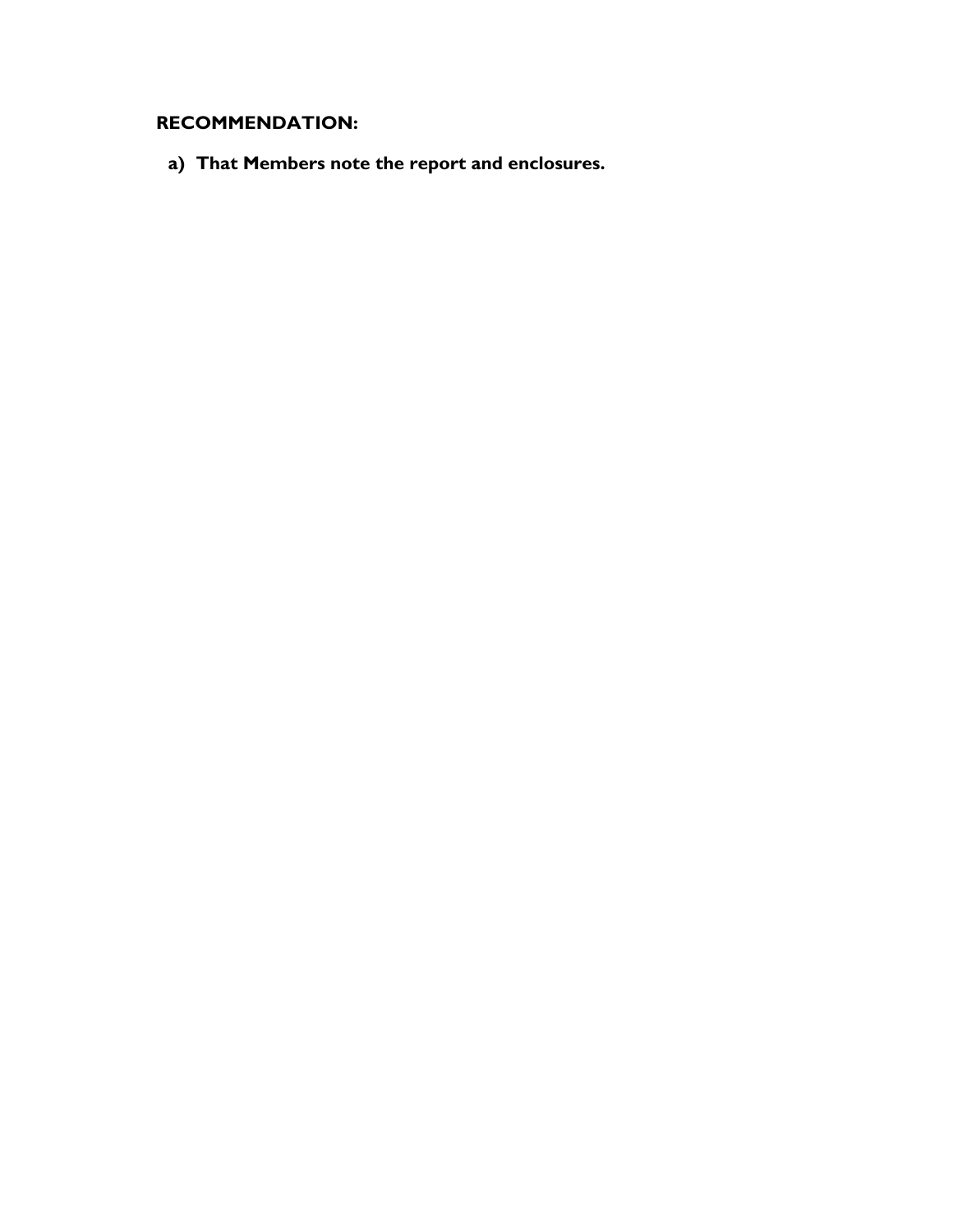**RECOMMENDATION:**

a) **That Members note the report and enclosures.**